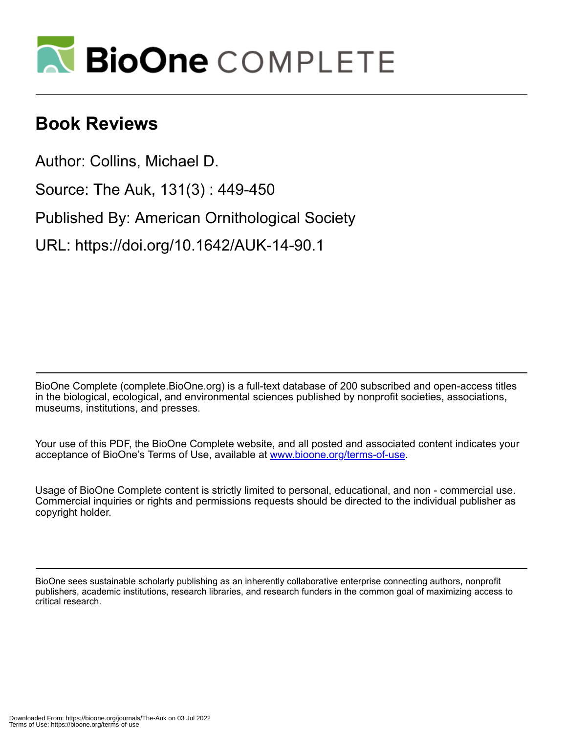# Book Reviews

Author: Collins, Michael D.

Source: The Auk, 131(3) : 449-450

Published By: American Ornithological Society

URL: https://doi.org/10.1642/AUK-14-90.1

BioOne Complete (complete.BioOne.org) is a full-text database of 200 subscribed and open-access titles in the biological, ecological, and environmental sciences published by nonprofit societies, associations, museums, institutions, and presses.

Your use of this PDF, the BioOne Complete website, and all posted and associated content indicates your acceptance of BioOne's Terms of Use, available at www.bioone.org/terms-of-use.

Usage of BioOne Complete content is strictly limited to personal, educational, and non - commercial use. Commercial inquiries or rights and permissions requests should be directed to the individual publisher as copyright holder.

BioOne sees sustainable scholarly publishing as an inherently collaborative enterprise connecting authors, nonprofit publishers, academic institutions, research libraries, and research funders in the common goal of maximizing access to critical research.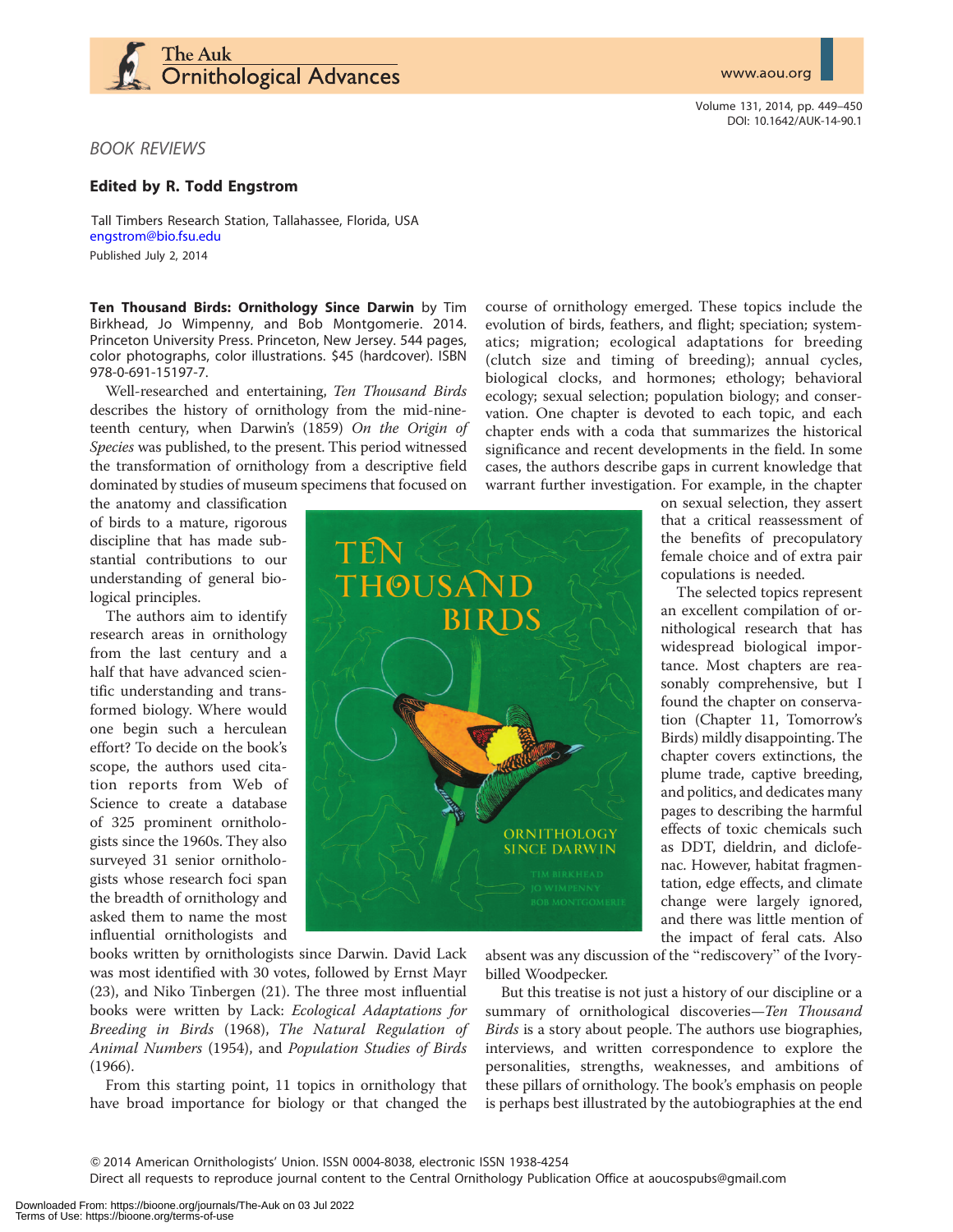## BOOK REVIEWS

### Edited by R. Todd Engstrom

Tall Timbers Research Station, Tallahassee, Florida, USA
engstrom@bio.fsu.edu

Published July 2, 2014

**Ten Thousand Birds: Ornithology Since Darwin** by Tim Birkhead, Jo Wimpenny, and Bob Montgomerie. 2014. Princeton University Press. Princeton, New Jersey. 544 pages, color photographs, color illustrations. $45 (hardcover). ISBN 978-0-691-15197-7.

Well-researched and entertaining, *Ten Thousand Birds* describes the history of ornithology from the mid-nineteenth century, when Darwin's (1859) *On the Origin of Species* was published, to the present. This period witnessed the transformation of ornithology from a descriptive field dominated by studies of museum specimens that focused on the anatomy and classification of birds to a mature, rigorous discipline that has made substantial contributions to our understanding of general biological principles.

The authors aim to identify research areas in ornithology from the last century and a half that have advanced scientific understanding and transformed biology. Where would one begin such a herculean effort? To decide on the book's scope, the authors used citation reports from Web of Science to create a database of 325 prominent ornithologists since the 1960s. They also surveyed 31 senior ornithologists whose research foci span the breadth of ornithology and asked them to name the most influential ornithologists and books written by ornithologists since Darwin. David Lack was most identified with 30 votes, followed by Ernst Mayr (23), and Niko Tinbergen (21). The three most influential books were written by Lack: *Ecological Adaptations for Breeding in Birds* (1968), *The Natural Regulation of Animal Numbers* (1954), and *Population Studies of Birds* (1966).

From this starting point, 11 topics in ornithology that have broad importance for biology or that changed the course of ornithology emerged. These topics include the evolution of birds, feathers, and flight; speciation; systematics; migration; ecological adaptations for breeding (clutch size and timing of breeding); annual cycles, biological clocks, and hormones; ethology; behavioral ecology; sexual selection; population biology; and conservation. One chapter is devoted to each topic, and each chapter ends with a coda that summarizes the historical significance and recent developments in the field. In some cases, the authors describe gaps in current knowledge that warrant further investigation. For example, in the chapter on sexual selection, they assert that a critical reassessment of the benefits of precopulatory female choice and of extra pair copulations is needed.

The selected topics represent an excellent compilation of ornithological research that has widespread biological importance. Most chapters are reasonably comprehensive, but I found the chapter on conservation (Chapter 11, Tomorrow's Birds) mildly disappointing. The chapter covers extinctions, the plume trade, captive breeding, and politics, and dedicates many pages to describing the harmful effects of toxic chemicals such as DDT, dieldrin, and diclofenac. However, habitat fragmentation, edge effects, and climate change were largely ignored, and there was little mention of the impact of feral cats. Also absent was any discussion of the "rediscovery" of the Ivory-billed Woodpecker.

But this treatise is not just a history of our discipline or a summary of ornithological discoveries—*Ten Thousand Birds* is a story about people. The authors use biographies, interviews, and written correspondence to explore the personalities, strengths, weaknesses, and ambitions of these pillars of ornithology. The book's emphasis on people is perhaps best illustrated by the autobiographies at the end

© 2014 American Ornithologists' Union. ISSN 0004-8038, electronic ISSN 1938-4254
Direct all requests to reproduce journal content to the Central Ornithology Publication Office at aoucospubs@gmail.com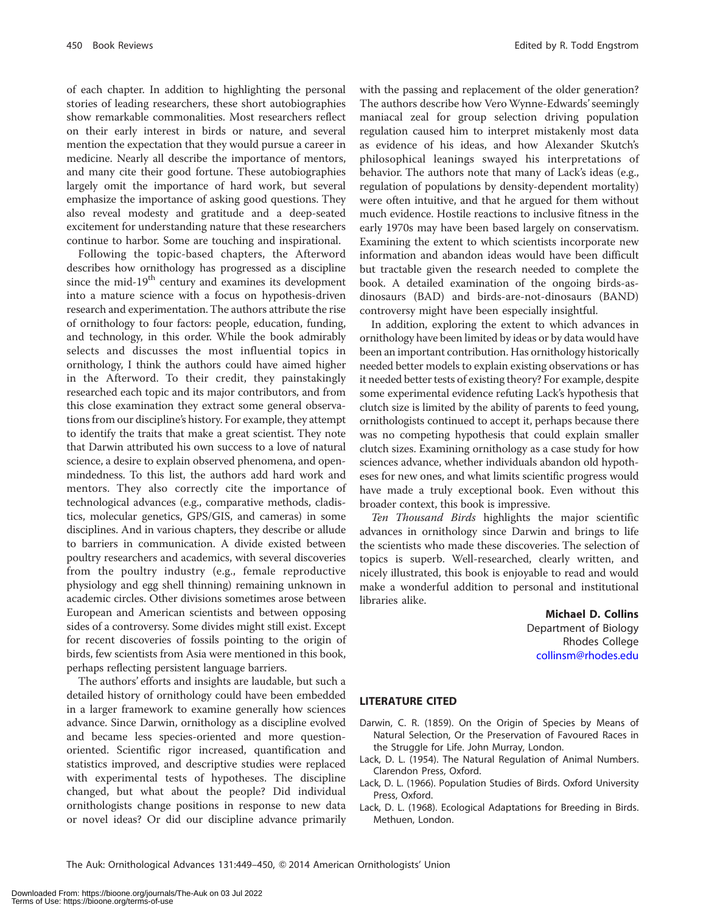of each chapter. In addition to highlighting the personal stories of leading researchers, these short autobiographies show remarkable commonalities. Most researchers reflect on their early interest in birds or nature, and several mention the expectation that they would pursue a career in medicine. Nearly all describe the importance of mentors, and many cite their good fortune. These autobiographies largely omit the importance of hard work, but several emphasize the importance of asking good questions. They also reveal modesty and gratitude and a deep-seated excitement for understanding nature that these researchers continue to harbor. Some are touching and inspirational.

Following the topic-based chapters, the Afterword describes how ornithology has progressed as a discipline since the mid-19th century and examines its development into a mature science with a focus on hypothesis-driven research and experimentation. The authors attribute the rise of ornithology to four factors: people, education, funding, and technology, in this order. While the book admirably selects and discusses the most influential topics in ornithology, I think the authors could have aimed higher in the Afterword. To their credit, they painstakingly researched each topic and its major contributors, and from this close examination they extract some general observations from our discipline's history. For example, they attempt to identify the traits that make a great scientist. They note that Darwin attributed his own success to a love of natural science, a desire to explain observed phenomena, and open-mindedness. To this list, the authors add hard work and mentors. They also correctly cite the importance of technological advances (e.g., comparative methods, cladistics, molecular genetics, GPS/GIS, and cameras) in some disciplines. And in various chapters, they describe or allude to barriers in communication. A divide existed between poultry researchers and academics, with several discoveries from the poultry industry (e.g., female reproductive physiology and egg shell thinning) remaining unknown in academic circles. Other divisions sometimes arose between European and American scientists and between opposing sides of a controversy. Some divides might still exist. Except for recent discoveries of fossils pointing to the origin of birds, few scientists from Asia were mentioned in this book, perhaps reflecting persistent language barriers.

The authors' efforts and insights are laudable, but such a detailed history of ornithology could have been embedded in a larger framework to examine generally how sciences advance. Since Darwin, ornithology as a discipline evolved and became less species-oriented and more question-oriented. Scientific rigor increased, quantification and statistics improved, and descriptive studies were replaced with experimental tests of hypotheses. The discipline changed, but what about the people? Did individual ornithologists change positions in response to new data or novel ideas? Or did our discipline advance primarily with the passing and replacement of the older generation? The authors describe how Vero Wynne-Edwards' seemingly maniacal zeal for group selection driving population regulation caused him to interpret mistakenly most data as evidence of his ideas, and how Alexander Skutch's philosophical leanings swayed his interpretations of behavior. The authors note that many of Lack's ideas (e.g., regulation of populations by density-dependent mortality) were often intuitive, and that he argued for them without much evidence. Hostile reactions to inclusive fitness in the early 1970s may have been based largely on conservatism. Examining the extent to which scientists incorporate new information and abandon ideas would have been difficult but tractable given the research needed to complete the book. A detailed examination of the ongoing birds-as-dinosaurs (BAD) and birds-are-not-dinosaurs (BAND) controversy might have been especially insightful.

In addition, exploring the extent to which advances in ornithology have been limited by ideas or by data would have been an important contribution. Has ornithology historically needed better models to explain existing observations or has it needed better tests of existing theory? For example, despite some experimental evidence refuting Lack's hypothesis that clutch size is limited by the ability of parents to feed young, ornithologists continued to accept it, perhaps because there was no competing hypothesis that could explain smaller clutch sizes. Examining ornithology as a case study for how sciences advance, whether individuals abandon old hypotheses for new ones, and what limits scientific progress would have made a truly exceptional book. Even without this broader context, this book is impressive.

*Ten Thousand Birds* highlights the major scientific advances in ornithology since Darwin and brings to life the scientists who made these discoveries. The selection of topics is superb. Well-researched, clearly written, and nicely illustrated, this book is enjoyable to read and would make a wonderful addition to personal and institutional libraries alike.

**Michael D. Collins**
Department of Biology
Rhodes College
collinsm@rhodes.edu

## LITERATURE CITED

Darwin, C. R. (1859). On the Origin of Species by Means of Natural Selection, Or the Preservation of Favoured Races in the Struggle for Life. John Murray, London.

Lack, D. L. (1954). The Natural Regulation of Animal Numbers. Clarendon Press, Oxford.

Lack, D. L. (1966). Population Studies of Birds. Oxford University Press, Oxford.

Lack, D. L. (1968). Ecological Adaptations for Breeding in Birds. Methuen, London.